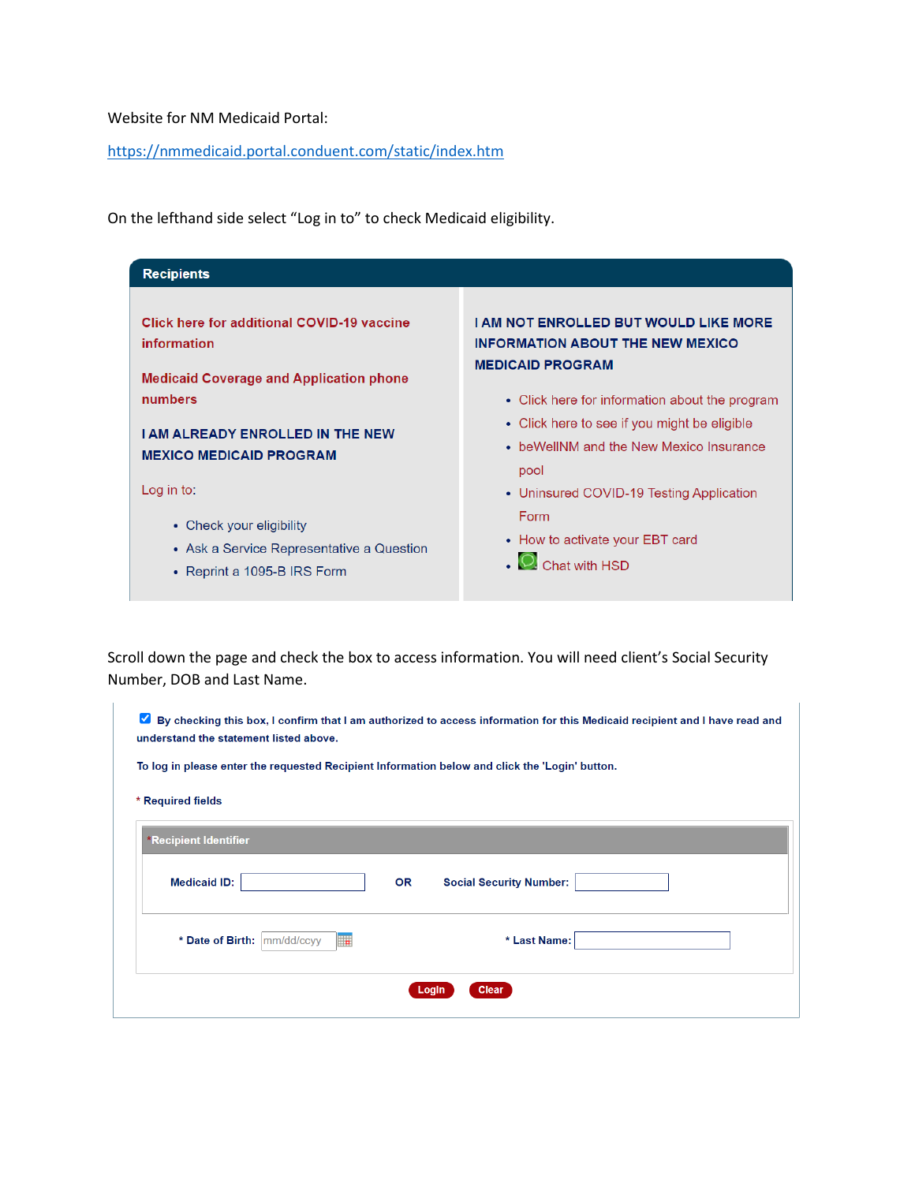Website for NM Medicaid Portal:

https://nmmedicaid.portal.conduent.com/static/index.htm

On the lefthand side select "Log in to" to check Medicaid eligibility.

**Recipients**

**Click here for additional COVID-19 vaccine information**

**Medicaid Coverage and Application phone numbers**

**I AM ALREADY ENROLLED IN THE NEW MEXICO MEDICAID PROGRAM**

Log in to:

- Check your eligibility
- Ask a Service Representative a Question
- Reprint a 1095-B IRS Form

**I AM NOT ENROLLED BUT WOULD LIKE MORE INFORMATION ABOUT THE NEW MEXICO MEDICAID PROGRAM**

- Click here for information about the program
- Click here to see if you might be eligible
- beWellNM and the New Mexico Insurance pool
- Uninsured COVID-19 Testing Application Form
- How to activate your EBT card
- Chat with HSD

Scroll down the page and check the box to access information. You will need client's Social Security Number, DOB and Last Name.

☑ **By checking this box, I confirm that I am authorized to access information for this Medicaid recipient and I have read and understand the statement listed above.**

**To log in please enter the requested Recipient Information below and click the 'Login' button.**

**\* Required fields**

**\*Recipient Identifier**

**Medicaid ID:** ______ **OR** **Social Security Number:** ______

**\* Date of Birth:** mm/dd/ccyy **\* Last Name:** ______

**Login** **Clear**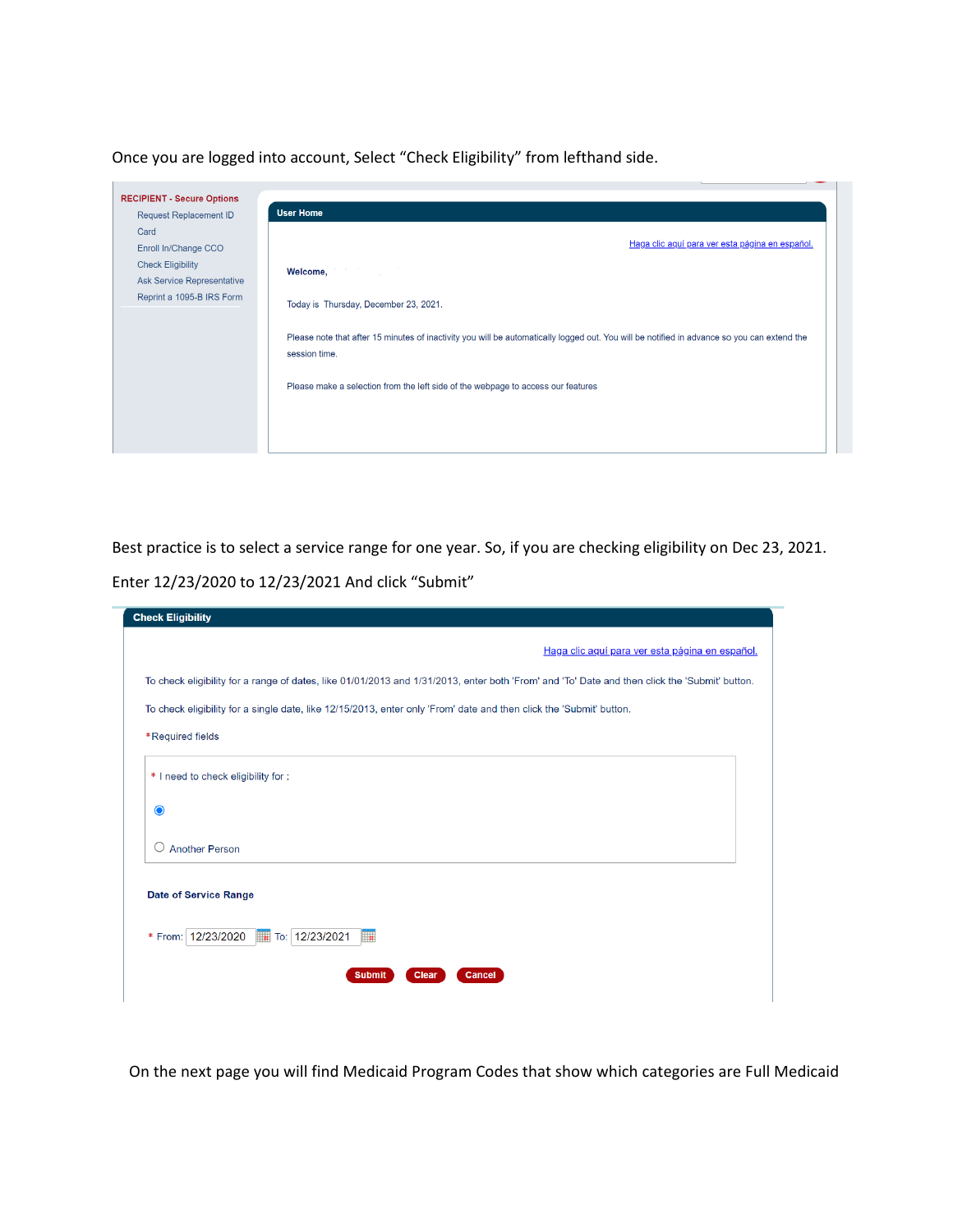Once you are logged into account, Select “Check Eligibility” from lefthand side.

**RECIPIENT - Secure Options**

- Request Replacement ID Card
- Enroll In/Change CCO
- Check Eligibility
- Ask Service Representative
- Reprint a 1095-B IRS Form

**User Home**

Haga clic aquí para ver esta página en español.

**Welcome,**

Today is Thursday, December 23, 2021.

Please note that after 15 minutes of inactivity you will be automatically logged out. You will be notified in advance so you can extend the session time.

Please make a selection from the left side of the webpage to access our features

Best practice is to select a service range for one year. So, if you are checking eligibility on Dec 23, 2021. Enter 12/23/2020 to 12/23/2021 And click “Submit”

**Check Eligibility**

Haga clic aquí para ver esta página en español.

To check eligibility for a range of dates, like 01/01/2013 and 1/31/2013, enter both 'From' and 'To' Date and then click the 'Submit' button.

To check eligibility for a single date, like 12/15/2013, enter only 'From' date and then click the 'Submit' button.

*Required fields

* I need to check eligibility for :

Another Person

**Date of Service Range**

* From: 12/23/2020 To: 12/23/2021

Submit Clear Cancel

On the next page you will find Medicaid Program Codes that show which categories are Full Medicaid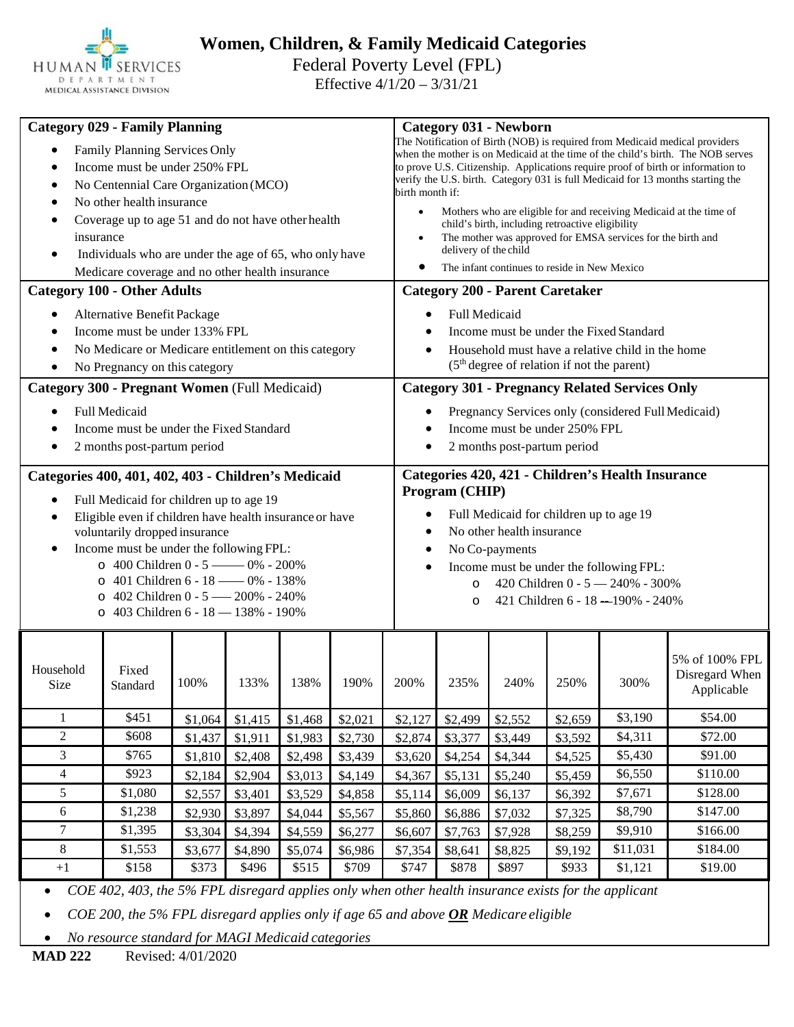HUMAN SERVICES DEPARTMENT
MEDICAL ASSISTANCE DIVISION

# Women, Children, & Family Medicaid Categories

Federal Poverty Level (FPL)
Effective 4/1/20 – 3/31/21

### Category 029 - Family Planning

- Family Planning Services Only
- Income must be under 250% FPL
- No Centennial Care Organization (MCO)
- No other health insurance
- Coverage up to age 51 and do not have other health insurance
- Individuals who are under the age of 65, who only have Medicare coverage and no other health insurance

### Category 031 - Newborn

The Notification of Birth (NOB) is required from Medicaid medical providers when the mother is on Medicaid at the time of the child's birth. The NOB serves to prove U.S. Citizenship. Applications require proof of birth or information to verify the U.S. birth. Category 031 is full Medicaid for 13 months starting the birth month if:

- Mothers who are eligible for and receiving Medicaid at the time of child's birth, including retroactive eligibility
- The mother was approved for EMSA services for the birth and delivery of the child
- The infant continues to reside in New Mexico

### Category 100 - Other Adults

- Alternative Benefit Package
- Income must be under 133% FPL
- No Medicare or Medicare entitlement on this category
- No Pregnancy on this category

### Category 200 - Parent Caretaker

- Full Medicaid
- Income must be under the Fixed Standard
- Household must have a relative child in the home (5th degree of relation if not the parent)

### Category 300 - Pregnant Women (Full Medicaid)

- Full Medicaid
- Income must be under the Fixed Standard
- 2 months post-partum period

### Category 301 - Pregnancy Related Services Only

- Pregnancy Services only (considered Full Medicaid)
- Income must be under 250% FPL
- 2 months post-partum period

### Categories 400, 401, 402, 403 - Children's Medicaid

- Full Medicaid for children up to age 19
- Eligible even if children have health insurance or have voluntarily dropped insurance
- Income must be under the following FPL:
  - 400 Children 0 - 5 —— 0% - 200%
  - 401 Children 6 - 18 —— 0% - 138%
  - 402 Children 0 - 5 —— 200% - 240%
  - 403 Children 6 - 18 — 138% - 190%

### Categories 420, 421 - Children's Health Insurance Program (CHIP)

- Full Medicaid for children up to age 19
- No other health insurance
- No Co-payments
- Income must be under the following FPL:
  - 420 Children 0 - 5 — 240% - 300%
  - 421 Children 6 - 18 — 190% - 240%

| Household Size | Fixed Standard | 100% | 133% | 138% | 190% | 200% | 235% | 240% | 250% | 300% | 5% of 100% FPL Disregard When Applicable |
|---|---|---|---|---|---|---|---|---|---|---|---|
| 1 | $451 | $1,064 | $1,415 | $1,468 | $2,021 | $2,127 | $2,499 | $2,552 | $2,659 | $3,190 | $54.00 |
| 2 | $608 | $1,437 | $1,911 | $1,983 | $2,730 | $2,874 | $3,377 | $3,449 | $3,592 | $4,311 | $72.00 |
| 3 | $765 | $1,810 | $2,408 | $2,498 | $3,439 | $3,620 | $4,254 | $4,344 | $4,525 | $5,430 | $91.00 |
| 4 | $923 | $2,184 | $2,904 | $3,013 | $4,149 | $4,367 | $5,131 | $5,240 | $5,459 | $6,550 | $110.00 |
| 5 | $1,080 | $2,557 | $3,401 | $3,529 | $4,858 | $5,114 | $6,009 | $6,137 | $6,392 | $7,671 | $128.00 |
| 6 | $1,238 | $2,930 | $3,897 | $4,044 | $5,567 | $5,860 | $6,886 | $7,032 | $7,325 | $8,790 | $147.00 |
| 7 | $1,395 | $3,304 | $4,394 | $4,559 | $6,277 | $6,607 | $7,763 | $7,928 | $8,259 | $9,910 | $166.00 |
| 8 | $1,553 | $3,677 | $4,890 | $5,074 | $6,986 | $7,354 | $8,641 | $8,825 | $9,192 | $11,031 | $184.00 |
| +1 | $158 | $373 | $496 | $515 | $709 | $747 | $878 | $897 | $933 | $1,121 | $19.00 |

- *COE 402, 403, the 5% FPL disregard applies only when other health insurance exists for the applicant*
- *COE 200, the 5% FPL disregard applies only if age 65 and above **OR** Medicare eligible*
- *No resource standard for MAGI Medicaid categories*

**MAD 222** Revised: 4/01/2020